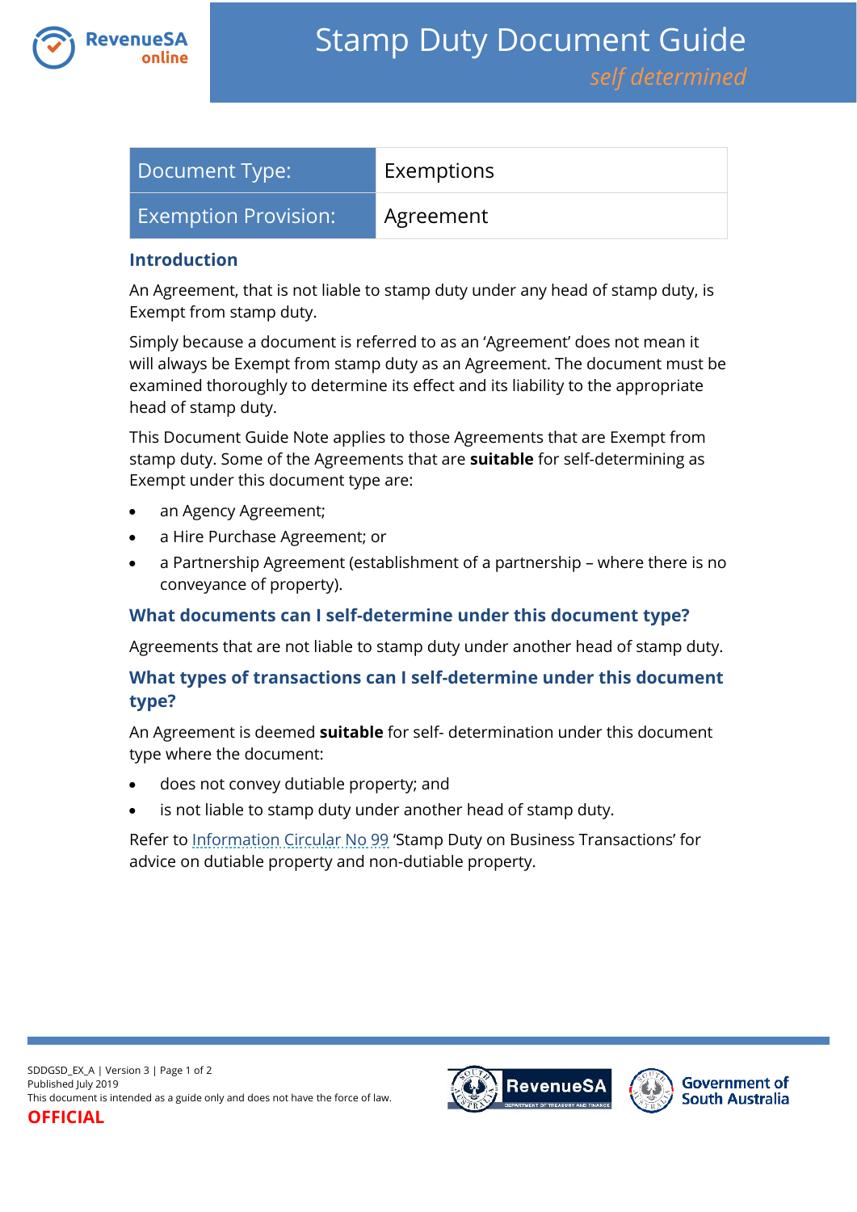# Stamp Duty Document Guide

*self determined*

| Document Type: | Exemptions |
| --- | --- |
| Exemption Provision: | Agreement |

## Introduction

An Agreement, that is not liable to stamp duty under any head of stamp duty, is Exempt from stamp duty.

Simply because a document is referred to as an 'Agreement' does not mean it will always be Exempt from stamp duty as an Agreement. The document must be examined thoroughly to determine its effect and its liability to the appropriate head of stamp duty.

This Document Guide Note applies to those Agreements that are Exempt from stamp duty. Some of the Agreements that are **suitable** for self-determining as Exempt under this document type are:

- an Agency Agreement;
- a Hire Purchase Agreement; or
- a Partnership Agreement (establishment of a partnership – where there is no conveyance of property).

## What documents can I self-determine under this document type?

Agreements that are not liable to stamp duty under another head of stamp duty.

## What types of transactions can I self-determine under this document type?

An Agreement is deemed **suitable** for self- determination under this document type where the document:

- does not convey dutiable property; and
- is not liable to stamp duty under another head of stamp duty.

Refer to Information Circular No 99 'Stamp Duty on Business Transactions' for advice on dutiable property and non-dutiable property.

SDDGSD_EX_A | Version 3
Published July 2019
This document is intended as a guide only and does not have the force of law.

**OFFICIAL**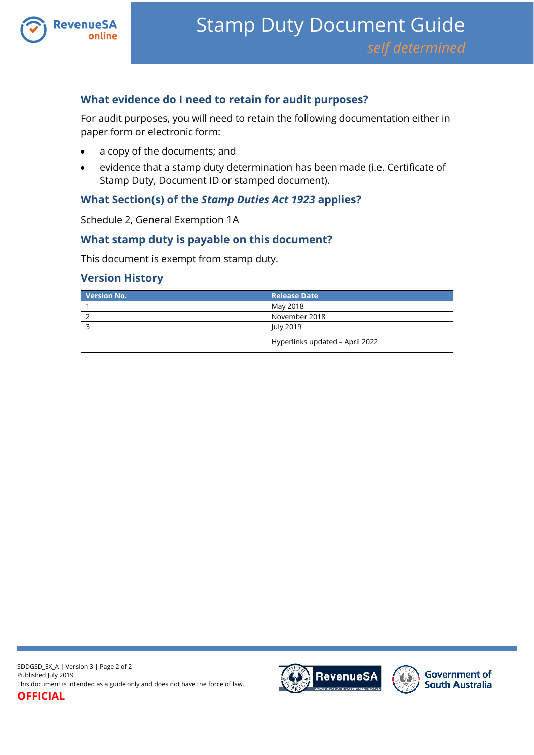## What evidence do I need to retain for audit purposes?

For audit purposes, you will need to retain the following documentation either in paper form or electronic form:

- a copy of the documents; and
- evidence that a stamp duty determination has been made (i.e. Certificate of Stamp Duty, Document ID or stamped document).

## What Section(s) of the *Stamp Duties Act 1923* applies?

Schedule 2, General Exemption 1A

## What stamp duty is payable on this document?

This document is exempt from stamp duty.

## Version History

| Version No. | Release Date |
|---|---|
| 1 | May 2018 |
| 2 | November 2018 |
| 3 | July 2019<br><br>Hyperlinks updated – April 2022 |

SDDGSD_EX_A | Version 3
Published July 2019
This document is intended as a guide only and does not have the force of law.

**OFFICIAL**